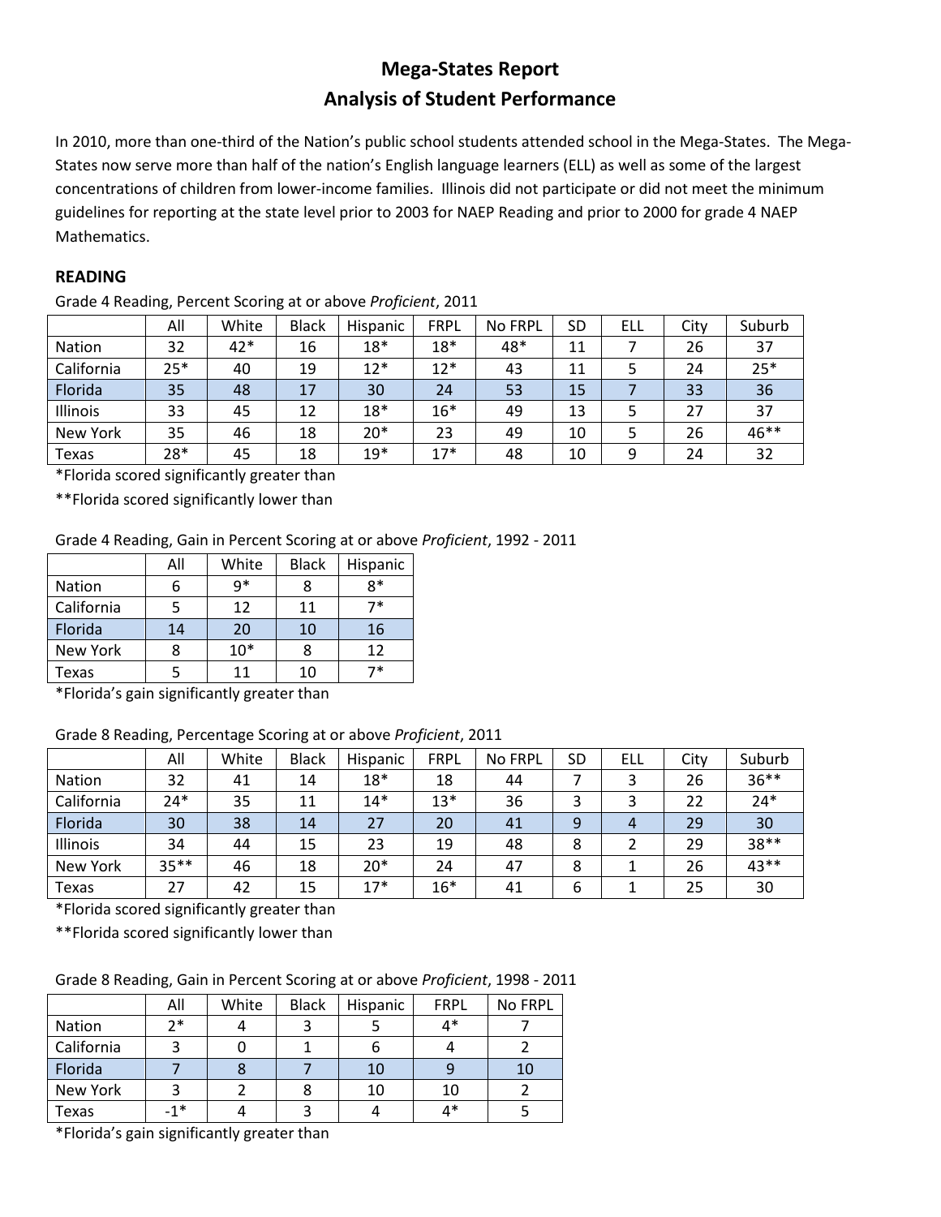# Mega-States Report

## Analysis of Student Performance

In 2010, more than one-third of the Nation's public school students attended school in the Mega-States. The Mega-States now serve more than half of the nation's English language learners (ELL) as well as some of the largest concentrations of children from lower-income families. Illinois did not participate or did not meet the minimum guidelines for reporting at the state level prior to 2003 for NAEP Reading and prior to 2000 for grade 4 NAEP Mathematics.

### READING

Grade 4 Reading, Percent Scoring at or above *Proficient*, 2011

| | All | White | Black | Hispanic | FRPL | No FRPL | SD | ELL | City | Suburb |
|---|---|---|---|---|---|---|---|---|---|---|
| Nation | 32 | 42* | 16 | 18* | 18* | 48* | 11 | 7 | 26 | 37 |
| California | 25* | 40 | 19 | 12* | 12* | 43 | 11 | 5 | 24 | 25* |
| Florida | 35 | 48 | 17 | 30 | 24 | 53 | 15 | 7 | 33 | 36 |
| Illinois | 33 | 45 | 12 | 18* | 16* | 49 | 13 | 5 | 27 | 37 |
| New York | 35 | 46 | 18 | 20* | 23 | 49 | 10 | 5 | 26 | 46** |
| Texas | 28* | 45 | 18 | 19* | 17* | 48 | 10 | 9 | 24 | 32 |

*Florida scored significantly greater than

**Florida scored significantly lower than

Grade 4 Reading, Gain in Percent Scoring at or above *Proficient*, 1992 - 2011

| | All | White | Black | Hispanic |
|---|---|---|---|---|
| Nation | 6 | 9* | 8 | 8* |
| California | 5 | 12 | 11 | 7* |
| Florida | 14 | 20 | 10 | 16 |
| New York | 8 | 10* | 8 | 12 |
| Texas | 5 | 11 | 10 | 7* |

*Florida's gain significantly greater than

Grade 8 Reading, Percentage Scoring at or above *Proficient*, 2011

| | All | White | Black | Hispanic | FRPL | No FRPL | SD | ELL | City | Suburb |
|---|---|---|---|---|---|---|---|---|---|---|
| Nation | 32 | 41 | 14 | 18* | 18 | 44 | 7 | 3 | 26 | 36** |
| California | 24* | 35 | 11 | 14* | 13* | 36 | 3 | 3 | 22 | 24* |
| Florida | 30 | 38 | 14 | 27 | 20 | 41 | 9 | 4 | 29 | 30 |
| Illinois | 34 | 44 | 15 | 23 | 19 | 48 | 8 | 2 | 29 | 38** |
| New York | 35** | 46 | 18 | 20* | 24 | 47 | 8 | 1 | 26 | 43** |
| Texas | 27 | 42 | 15 | 17* | 16* | 41 | 6 | 1 | 25 | 30 |

*Florida scored significantly greater than

**Florida scored significantly lower than

Grade 8 Reading, Gain in Percent Scoring at or above *Proficient*, 1998 - 2011

| | All | White | Black | Hispanic | FRPL | No FRPL |
|---|---|---|---|---|---|---|
| Nation | 2* | 4 | 3 | 5 | 4* | 7 |
| California | 3 | 0 | 1 | 6 | 4 | 2 |
| Florida | 7 | 8 | 7 | 10 | 9 | 10 |
| New York | 3 | 2 | 8 | 10 | 10 | 2 |
| Texas | -1* | 4 | 3 | 4 | 4* | 5 |

*Florida's gain significantly greater than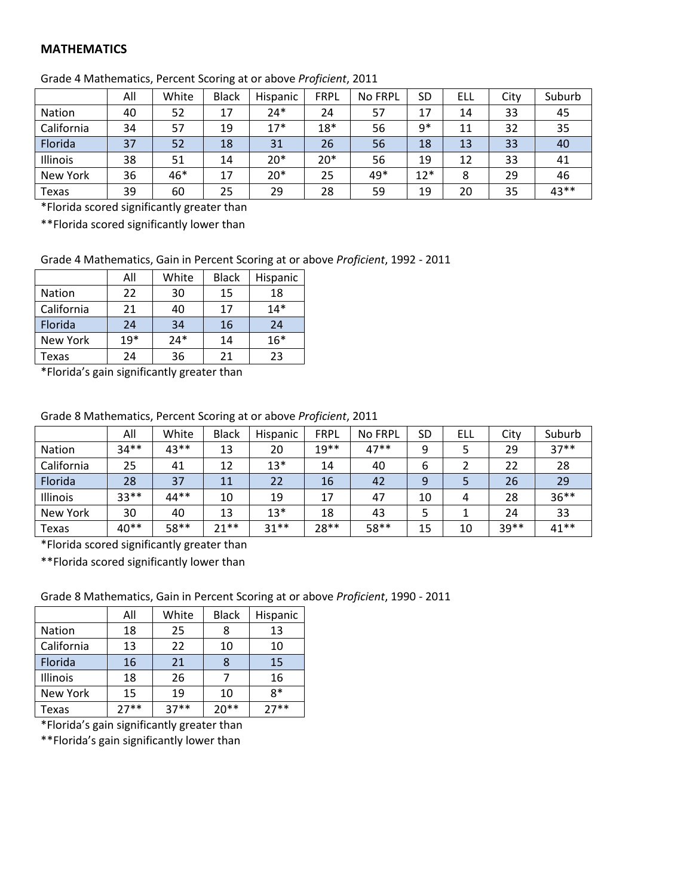**MATHEMATICS**

Grade 4 Mathematics, Percent Scoring at or above *Proficient*, 2011

| | All | White | Black | Hispanic | FRPL | No FRPL | SD | ELL | City | Suburb |
|---|---|---|---|---|---|---|---|---|---|---|
| Nation | 40 | 52 | 17 | 24* | 24 | 57 | 17 | 14 | 33 | 45 |
| California | 34 | 57 | 19 | 17* | 18* | 56 | 9* | 11 | 32 | 35 |
| Florida | 37 | 52 | 18 | 31 | 26 | 56 | 18 | 13 | 33 | 40 |
| Illinois | 38 | 51 | 14 | 20* | 20* | 56 | 19 | 12 | 33 | 41 |
| New York | 36 | 46* | 17 | 20* | 25 | 49* | 12* | 8 | 29 | 46 |
| Texas | 39 | 60 | 25 | 29 | 28 | 59 | 19 | 20 | 35 | 43** |

*Florida scored significantly greater than

**Florida scored significantly lower than

Grade 4 Mathematics, Gain in Percent Scoring at or above *Proficient*, 1992 - 2011

| | All | White | Black | Hispanic |
|---|---|---|---|---|
| Nation | 22 | 30 | 15 | 18 |
| California | 21 | 40 | 17 | 14* |
| Florida | 24 | 34 | 16 | 24 |
| New York | 19* | 24* | 14 | 16* |
| Texas | 24 | 36 | 21 | 23 |

*Florida's gain significantly greater than

Grade 8 Mathematics, Percent Scoring at or above *Proficient*, 2011

| | All | White | Black | Hispanic | FRPL | No FRPL | SD | ELL | City | Suburb |
|---|---|---|---|---|---|---|---|---|---|---|
| Nation | 34** | 43** | 13 | 20 | 19** | 47** | 9 | 5 | 29 | 37** |
| California | 25 | 41 | 12 | 13* | 14 | 40 | 6 | 2 | 22 | 28 |
| Florida | 28 | 37 | 11 | 22 | 16 | 42 | 9 | 5 | 26 | 29 |
| Illinois | 33** | 44** | 10 | 19 | 17 | 47 | 10 | 4 | 28 | 36** |
| New York | 30 | 40 | 13 | 13* | 18 | 43 | 5 | 1 | 24 | 33 |
| Texas | 40** | 58** | 21** | 31** | 28** | 58** | 15 | 10 | 39** | 41** |

*Florida scored significantly greater than

**Florida scored significantly lower than

Grade 8 Mathematics, Gain in Percent Scoring at or above *Proficient*, 1990 - 2011

| | All | White | Black | Hispanic |
|---|---|---|---|---|
| Nation | 18 | 25 | 8 | 13 |
| California | 13 | 22 | 10 | 10 |
| Florida | 16 | 21 | 8 | 15 |
| Illinois | 18 | 26 | 7 | 16 |
| New York | 15 | 19 | 10 | 8* |
| Texas | 27** | 37** | 20** | 27** |

*Florida's gain significantly greater than

**Florida's gain significantly lower than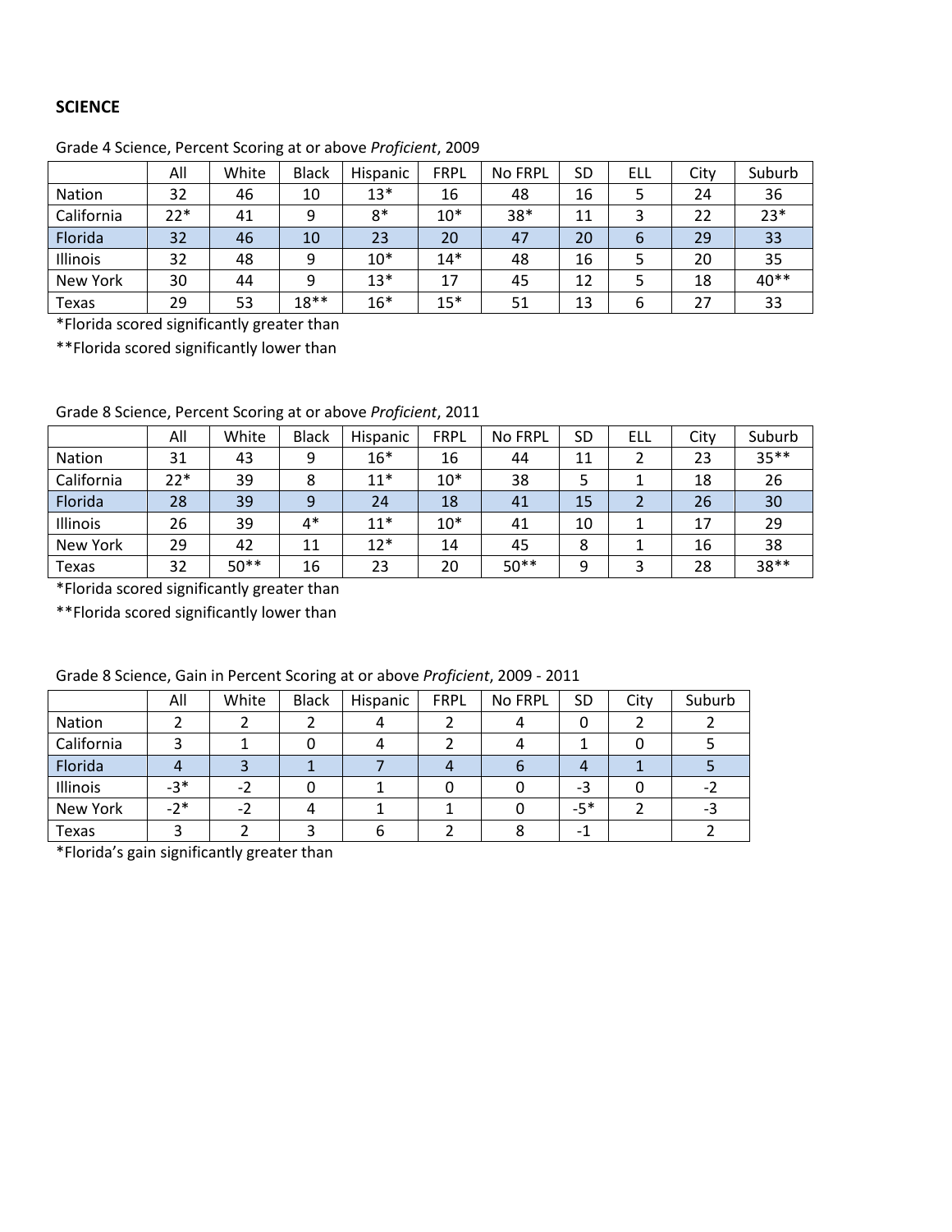**SCIENCE**

Grade 4 Science, Percent Scoring at or above *Proficient*, 2009

| | All | White | Black | Hispanic | FRPL | No FRPL | SD | ELL | City | Suburb |
|---|---|---|---|---|---|---|---|---|---|---|
| Nation | 32 | 46 | 10 | 13* | 16 | 48 | 16 | 5 | 24 | 36 |
| California | 22* | 41 | 9 | 8* | 10* | 38* | 11 | 3 | 22 | 23* |
| Florida | 32 | 46 | 10 | 23 | 20 | 47 | 20 | 6 | 29 | 33 |
| Illinois | 32 | 48 | 9 | 10* | 14* | 48 | 16 | 5 | 20 | 35 |
| New York | 30 | 44 | 9 | 13* | 17 | 45 | 12 | 5 | 18 | 40** |
| Texas | 29 | 53 | 18** | 16* | 15* | 51 | 13 | 6 | 27 | 33 |

*Florida scored significantly greater than

**Florida scored significantly lower than

Grade 8 Science, Percent Scoring at or above *Proficient*, 2011

| | All | White | Black | Hispanic | FRPL | No FRPL | SD | ELL | City | Suburb |
|---|---|---|---|---|---|---|---|---|---|---|
| Nation | 31 | 43 | 9 | 16* | 16 | 44 | 11 | 2 | 23 | 35** |
| California | 22* | 39 | 8 | 11* | 10* | 38 | 5 | 1 | 18 | 26 |
| Florida | 28 | 39 | 9 | 24 | 18 | 41 | 15 | 2 | 26 | 30 |
| Illinois | 26 | 39 | 4* | 11* | 10* | 41 | 10 | 1 | 17 | 29 |
| New York | 29 | 42 | 11 | 12* | 14 | 45 | 8 | 1 | 16 | 38 |
| Texas | 32 | 50** | 16 | 23 | 20 | 50** | 9 | 3 | 28 | 38** |

*Florida scored significantly greater than

**Florida scored significantly lower than

Grade 8 Science, Gain in Percent Scoring at or above *Proficient*, 2009 - 2011

| | All | White | Black | Hispanic | FRPL | No FRPL | SD | City | Suburb |
|---|---|---|---|---|---|---|---|---|---|
| Nation | 2 | 2 | 2 | 4 | 2 | 4 | 0 | 2 | 2 |
| California | 3 | 1 | 0 | 4 | 2 | 4 | 1 | 0 | 5 |
| Florida | 4 | 3 | 1 | 7 | 4 | 6 | 4 | 1 | 5 |
| Illinois | -3* | -2 | 0 | 1 | 0 | 0 | -3 | 0 | -2 |
| New York | -2* | -2 | 4 | 1 | 1 | 0 | -5* | 2 | -3 |
| Texas | 3 | 2 | 3 | 6 | 2 | 8 | -1 | | 2 |

*Florida's gain significantly greater than